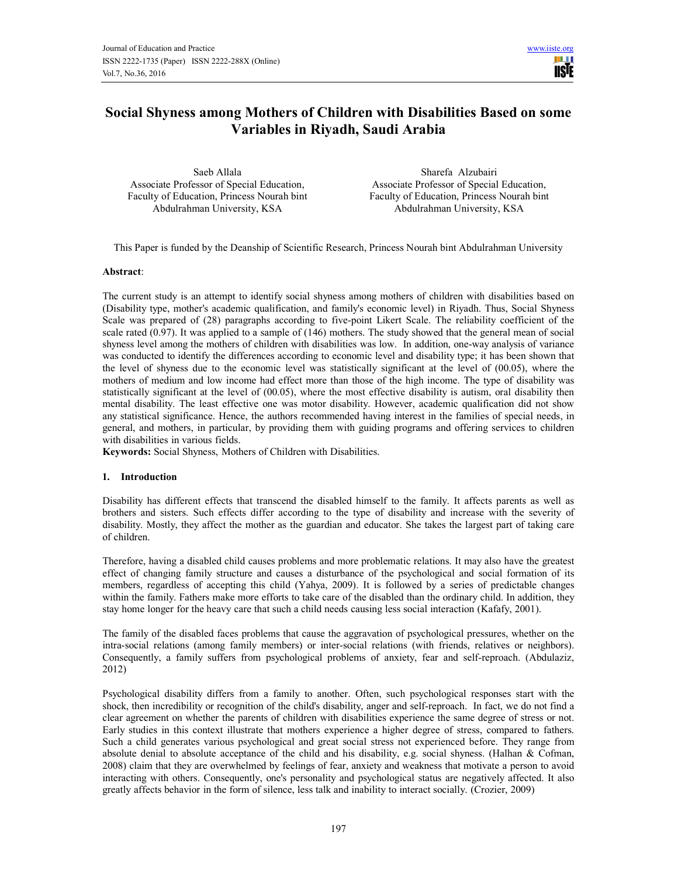# Social Shyness among Mothers of Children with Disabilities Based on some Variables in Riyadh, Saudi Arabia

Saeb Allala
Associate Professor of Special Education,
Faculty of Education, Princess Nourah bint Abdulrahman University, KSA

Sharefa Alzubairi
Associate Professor of Special Education,
Faculty of Education, Princess Nourah bint Abdulrahman University, KSA

This Paper is funded by the Deanship of Scientific Research, Princess Nourah bint Abdulrahman University

**Abstract**:

The current study is an attempt to identify social shyness among mothers of children with disabilities based on (Disability type, mother's academic qualification, and family's economic level) in Riyadh. Thus, Social Shyness Scale was prepared of (28) paragraphs according to five-point Likert Scale. The reliability coefficient of the scale rated (0.97). It was applied to a sample of (146) mothers. The study showed that the general mean of social shyness level among the mothers of children with disabilities was low. In addition, one-way analysis of variance was conducted to identify the differences according to economic level and disability type; it has been shown that the level of shyness due to the economic level was statistically significant at the level of (00.05), where the mothers of medium and low income had effect more than those of the high income. The type of disability was statistically significant at the level of (00.05), where the most effective disability is autism, oral disability then mental disability. The least effective one was motor disability. However, academic qualification did not show any statistical significance. Hence, the authors recommended having interest in the families of special needs, in general, and mothers, in particular, by providing them with guiding programs and offering services to children with disabilities in various fields.

**Keywords:** Social Shyness, Mothers of Children with Disabilities.

## 1. Introduction

Disability has different effects that transcend the disabled himself to the family. It affects parents as well as brothers and sisters. Such effects differ according to the type of disability and increase with the severity of disability. Mostly, they affect the mother as the guardian and educator. She takes the largest part of taking care of children.

Therefore, having a disabled child causes problems and more problematic relations. It may also have the greatest effect of changing family structure and causes a disturbance of the psychological and social formation of its members, regardless of accepting this child (Yahya, 2009). It is followed by a series of predictable changes within the family. Fathers make more efforts to take care of the disabled than the ordinary child. In addition, they stay home longer for the heavy care that such a child needs causing less social interaction (Kafafy, 2001).

The family of the disabled faces problems that cause the aggravation of psychological pressures, whether on the intra-social relations (among family members) or inter-social relations (with friends, relatives or neighbors). Consequently, a family suffers from psychological problems of anxiety, fear and self-reproach. (Abdulaziz, 2012)

Psychological disability differs from a family to another. Often, such psychological responses start with the shock, then incredibility or recognition of the child's disability, anger and self-reproach. In fact, we do not find a clear agreement on whether the parents of children with disabilities experience the same degree of stress or not. Early studies in this context illustrate that mothers experience a higher degree of stress, compared to fathers. Such a child generates various psychological and great social stress not experienced before. They range from absolute denial to absolute acceptance of the child and his disability, e.g. social shyness. (Halhan & Cofman, 2008) claim that they are overwhelmed by feelings of fear, anxiety and weakness that motivate a person to avoid interacting with others. Consequently, one's personality and psychological status are negatively affected. It also greatly affects behavior in the form of silence, less talk and inability to interact socially. (Crozier, 2009)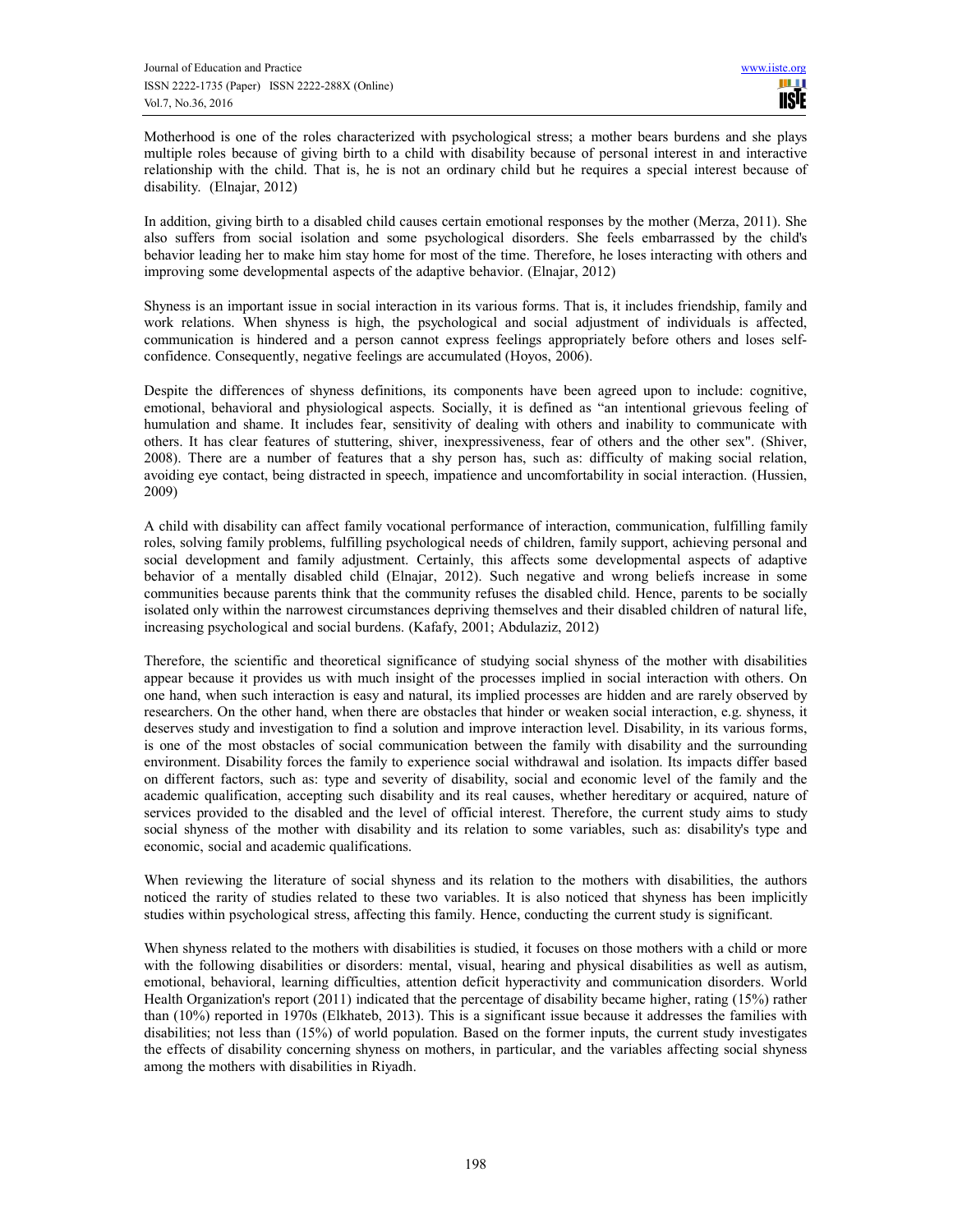Motherhood is one of the roles characterized with psychological stress; a mother bears burdens and she plays multiple roles because of giving birth to a child with disability because of personal interest in and interactive relationship with the child. That is, he is not an ordinary child but he requires a special interest because of disability. (Elnajar, 2012)

In addition, giving birth to a disabled child causes certain emotional responses by the mother (Merza, 2011). She also suffers from social isolation and some psychological disorders. She feels embarrassed by the child's behavior leading her to make him stay home for most of the time. Therefore, he loses interacting with others and improving some developmental aspects of the adaptive behavior. (Elnajar, 2012)

Shyness is an important issue in social interaction in its various forms. That is, it includes friendship, family and work relations. When shyness is high, the psychological and social adjustment of individuals is affected, communication is hindered and a person cannot express feelings appropriately before others and loses self-confidence. Consequently, negative feelings are accumulated (Hoyos, 2006).

Despite the differences of shyness definitions, its components have been agreed upon to include: cognitive, emotional, behavioral and physiological aspects. Socially, it is defined as "an intentional grievous feeling of humulation and shame. It includes fear, sensitivity of dealing with others and inability to communicate with others. It has clear features of stuttering, shiver, inexpressiveness, fear of others and the other sex". (Shiver, 2008). There are a number of features that a shy person has, such as: difficulty of making social relation, avoiding eye contact, being distracted in speech, impatience and uncomfortability in social interaction. (Hussien, 2009)

A child with disability can affect family vocational performance of interaction, communication, fulfilling family roles, solving family problems, fulfilling psychological needs of children, family support, achieving personal and social development and family adjustment. Certainly, this affects some developmental aspects of adaptive behavior of a mentally disabled child (Elnajar, 2012). Such negative and wrong beliefs increase in some communities because parents think that the community refuses the disabled child. Hence, parents to be socially isolated only within the narrowest circumstances depriving themselves and their disabled children of natural life, increasing psychological and social burdens. (Kafafy, 2001; Abdulaziz, 2012)

Therefore, the scientific and theoretical significance of studying social shyness of the mother with disabilities appear because it provides us with much insight of the processes implied in social interaction with others. On one hand, when such interaction is easy and natural, its implied processes are hidden and are rarely observed by researchers. On the other hand, when there are obstacles that hinder or weaken social interaction, e.g. shyness, it deserves study and investigation to find a solution and improve interaction level. Disability, in its various forms, is one of the most obstacles of social communication between the family with disability and the surrounding environment. Disability forces the family to experience social withdrawal and isolation. Its impacts differ based on different factors, such as: type and severity of disability, social and economic level of the family and the academic qualification, accepting such disability and its real causes, whether hereditary or acquired, nature of services provided to the disabled and the level of official interest. Therefore, the current study aims to study social shyness of the mother with disability and its relation to some variables, such as: disability's type and economic, social and academic qualifications.

When reviewing the literature of social shyness and its relation to the mothers with disabilities, the authors noticed the rarity of studies related to these two variables. It is also noticed that shyness has been implicitly studies within psychological stress, affecting this family. Hence, conducting the current study is significant.

When shyness related to the mothers with disabilities is studied, it focuses on those mothers with a child or more with the following disabilities or disorders: mental, visual, hearing and physical disabilities as well as autism, emotional, behavioral, learning difficulties, attention deficit hyperactivity and communication disorders. World Health Organization's report (2011) indicated that the percentage of disability became higher, rating (15%) rather than (10%) reported in 1970s (Elkhateb, 2013). This is a significant issue because it addresses the families with disabilities; not less than (15%) of world population. Based on the former inputs, the current study investigates the effects of disability concerning shyness on mothers, in particular, and the variables affecting social shyness among the mothers with disabilities in Riyadh.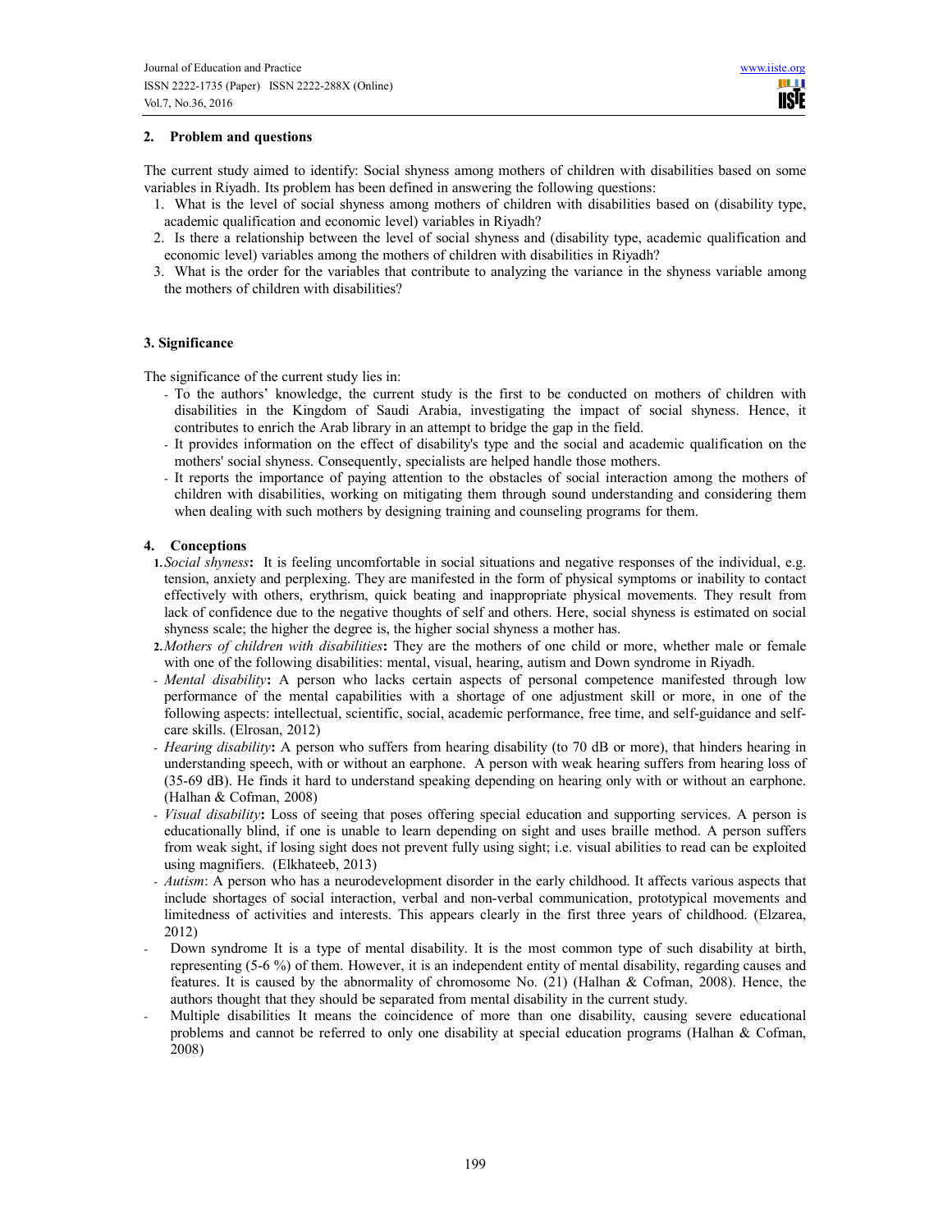## 2. Problem and questions

The current study aimed to identify: Social shyness among mothers of children with disabilities based on some variables in Riyadh. Its problem has been defined in answering the following questions:

1. What is the level of social shyness among mothers of children with disabilities based on (disability type, academic qualification and economic level) variables in Riyadh?
2. Is there a relationship between the level of social shyness and (disability type, academic qualification and economic level) variables among the mothers of children with disabilities in Riyadh?
3. What is the order for the variables that contribute to analyzing the variance in the shyness variable among the mothers of children with disabilities?

## 3. Significance

The significance of the current study lies in:

- To the authors' knowledge, the current study is the first to be conducted on mothers of children with disabilities in the Kingdom of Saudi Arabia, investigating the impact of social shyness. Hence, it contributes to enrich the Arab library in an attempt to bridge the gap in the field.
- It provides information on the effect of disability's type and the social and academic qualification on the mothers' social shyness. Consequently, specialists are helped handle those mothers.
- It reports the importance of paying attention to the obstacles of social interaction among the mothers of children with disabilities, working on mitigating them through sound understanding and considering them when dealing with such mothers by designing training and counseling programs for them.

## 4. Conceptions

1. *Social shyness*: It is feeling uncomfortable in social situations and negative responses of the individual, e.g. tension, anxiety and perplexing. They are manifested in the form of physical symptoms or inability to contact effectively with others, erythrism, quick beating and inappropriate physical movements. They result from lack of confidence due to the negative thoughts of self and others. Here, social shyness is estimated on social shyness scale; the higher the degree is, the higher social shyness a mother has.
2. *Mothers of children with disabilities*: They are the mothers of one child or more, whether male or female with one of the following disabilities: mental, visual, hearing, autism and Down syndrome in Riyadh.

- *Mental disability*: A person who lacks certain aspects of personal competence manifested through low performance of the mental capabilities with a shortage of one adjustment skill or more, in one of the following aspects: intellectual, scientific, social, academic performance, free time, and self-guidance and self-care skills. (Elrosan, 2012)
- *Hearing disability*: A person who suffers from hearing disability (to 70 dB or more), that hinders hearing in understanding speech, with or without an earphone. A person with weak hearing suffers from hearing loss of (35-69 dB). He finds it hard to understand speaking depending on hearing only with or without an earphone. (Halhan & Cofman, 2008)
- *Visual disability*: Loss of seeing that poses offering special education and supporting services. A person is educationally blind, if one is unable to learn depending on sight and uses braille method. A person suffers from weak sight, if losing sight does not prevent fully using sight; i.e. visual abilities to read can be exploited using magnifiers. (Elkhateeb, 2013)
- *Autism*: A person who has a neurodevelopment disorder in the early childhood. It affects various aspects that include shortages of social interaction, verbal and non-verbal communication, prototypical movements and limitedness of activities and interests. This appears clearly in the first three years of childhood. (Elzarea, 2012)
- Down syndrome It is a type of mental disability. It is the most common type of such disability at birth, representing (5-6 %) of them. However, it is an independent entity of mental disability, regarding causes and features. It is caused by the abnormality of chromosome No. (21) (Halhan & Cofman, 2008). Hence, the authors thought that they should be separated from mental disability in the current study.
- Multiple disabilities It means the coincidence of more than one disability, causing severe educational problems and cannot be referred to only one disability at special education programs (Halhan & Cofman, 2008)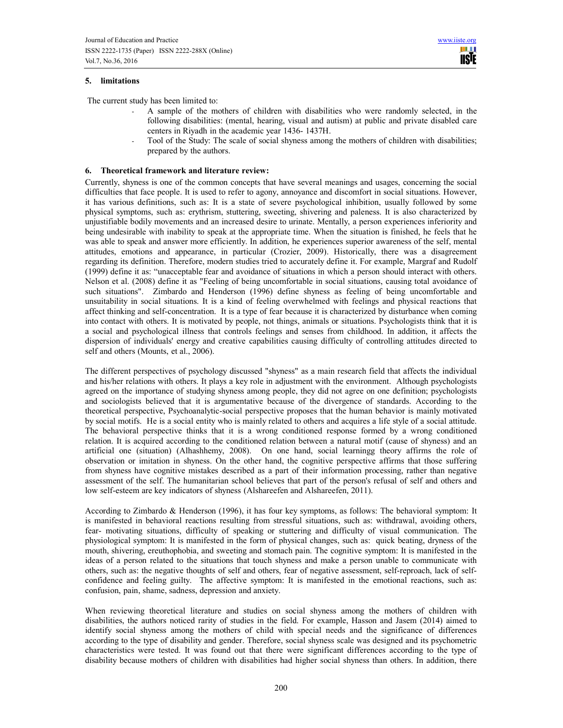## 5. limitations

The current study has been limited to:

- A sample of the mothers of children with disabilities who were randomly selected, in the following disabilities: (mental, hearing, visual and autism) at public and private disabled care centers in Riyadh in the academic year 1436- 1437H.
- Tool of the Study: The scale of social shyness among the mothers of children with disabilities; prepared by the authors.

## 6. Theoretical framework and literature review:

Currently, shyness is one of the common concepts that have several meanings and usages, concerning the social difficulties that face people. It is used to refer to agony, annoyance and discomfort in social situations. However, it has various definitions, such as: It is a state of severe psychological inhibition, usually followed by some physical symptoms, such as: erythrism, stuttering, sweeting, shivering and paleness. It is also characterized by unjustifiable bodily movements and an increased desire to urinate. Mentally, a person experiences inferiority and being undesirable with inability to speak at the appropriate time. When the situation is finished, he feels that he was able to speak and answer more efficiently. In addition, he experiences superior awareness of the self, mental attitudes, emotions and appearance, in particular (Crozier, 2009). Historically, there was a disagreement regarding its definition. Therefore, modern studies tried to accurately define it. For example, Margraf and Rudolf (1999) define it as: "unacceptable fear and avoidance of situations in which a person should interact with others. Nelson et al. (2008) define it as "Feeling of being uncomfortable in social situations, causing total avoidance of such situations". Zimbardo and Henderson (1996) define shyness as feeling of being uncomfortable and unsuitability in social situations. It is a kind of feeling overwhelmed with feelings and physical reactions that affect thinking and self-concentration. It is a type of fear because it is characterized by disturbance when coming into contact with others. It is motivated by people, not things, animals or situations. Psychologists think that it is a social and psychological illness that controls feelings and senses from childhood. In addition, it affects the dispersion of individuals' energy and creative capabilities causing difficulty of controlling attitudes directed to self and others (Mounts, et al., 2006).

The different perspectives of psychology discussed "shyness" as a main research field that affects the individual and his/her relations with others. It plays a key role in adjustment with the environment. Although psychologists agreed on the importance of studying shyness among people, they did not agree on one definition; psychologists and sociologists believed that it is argumentative because of the divergence of standards. According to the theoretical perspective, Psychoanalytic-social perspective proposes that the human behavior is mainly motivated by social motifs. He is a social entity who is mainly related to others and acquires a life style of a social attitude. The behavioral perspective thinks that it is a wrong conditioned response formed by a wrong conditioned relation. It is acquired according to the conditioned relation between a natural motif (cause of shyness) and an artificial one (situation) (Alhashhemy, 2008). On one hand, social learningg theory affirms the role of observation or imitation in shyness. On the other hand, the cognitive perspective affirms that those suffering from shyness have cognitive mistakes described as a part of their information processing, rather than negative assessment of the self. The humanitarian school believes that part of the person's refusal of self and others and low self-esteem are key indicators of shyness (Alshareefen and Alshareefen, 2011).

According to Zimbardo & Henderson (1996), it has four key symptoms, as follows: The behavioral symptom: It is manifested in behavioral reactions resulting from stressful situations, such as: withdrawal, avoiding others, fear- motivating situations, difficulty of speaking or stuttering and difficulty of visual communication. The physiological symptom: It is manifested in the form of physical changes, such as: quick beating, dryness of the mouth, shivering, ereuthophobia, and sweeting and stomach pain. The cognitive symptom: It is manifested in the ideas of a person related to the situations that touch shyness and make a person unable to communicate with others, such as: the negative thoughts of self and others, fear of negative assessment, self-reproach, lack of self-confidence and feeling guilty. The affective symptom: It is manifested in the emotional reactions, such as: confusion, pain, shame, sadness, depression and anxiety.

When reviewing theoretical literature and studies on social shyness among the mothers of children with disabilities, the authors noticed rarity of studies in the field. For example, Hasson and Jasem (2014) aimed to identify social shyness among the mothers of child with special needs and the significance of differences according to the type of disability and gender. Therefore, social shyness scale was designed and its psychometric characteristics were tested. It was found out that there were significant differences according to the type of disability because mothers of children with disabilities had higher social shyness than others. In addition, there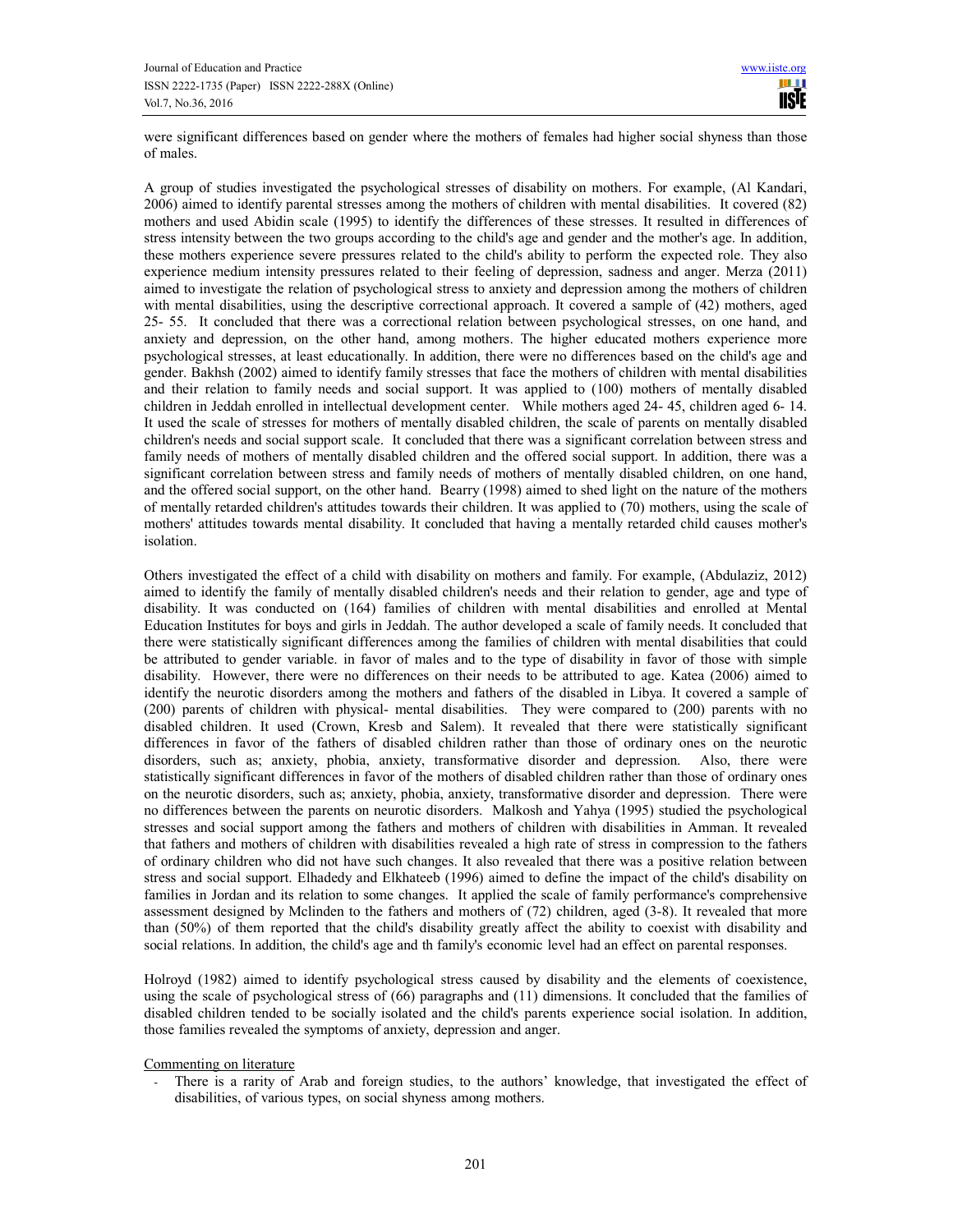were significant differences based on gender where the mothers of females had higher social shyness than those of males.

A group of studies investigated the psychological stresses of disability on mothers. For example, (Al Kandari, 2006) aimed to identify parental stresses among the mothers of children with mental disabilities. It covered (82) mothers and used Abidin scale (1995) to identify the differences of these stresses. It resulted in differences of stress intensity between the two groups according to the child's age and gender and the mother's age. In addition, these mothers experience severe pressures related to the child's ability to perform the expected role. They also experience medium intensity pressures related to their feeling of depression, sadness and anger. Merza (2011) aimed to investigate the relation of psychological stress to anxiety and depression among the mothers of children with mental disabilities, using the descriptive correctional approach. It covered a sample of (42) mothers, aged 25- 55. It concluded that there was a correctional relation between psychological stresses, on one hand, and anxiety and depression, on the other hand, among mothers. The higher educated mothers experience more psychological stresses, at least educationally. In addition, there were no differences based on the child's age and gender. Bakhsh (2002) aimed to identify family stresses that face the mothers of children with mental disabilities and their relation to family needs and social support. It was applied to (100) mothers of mentally disabled children in Jeddah enrolled in intellectual development center. While mothers aged 24- 45, children aged 6- 14. It used the scale of stresses for mothers of mentally disabled children, the scale of parents on mentally disabled children's needs and social support scale. It concluded that there was a significant correlation between stress and family needs of mothers of mentally disabled children and the offered social support. In addition, there was a significant correlation between stress and family needs of mothers of mentally disabled children, on one hand, and the offered social support, on the other hand. Bearry (1998) aimed to shed light on the nature of the mothers of mentally retarded children's attitudes towards their children. It was applied to (70) mothers, using the scale of mothers' attitudes towards mental disability. It concluded that having a mentally retarded child causes mother's isolation.

Others investigated the effect of a child with disability on mothers and family. For example, (Abdulaziz, 2012) aimed to identify the family of mentally disabled children's needs and their relation to gender, age and type of disability. It was conducted on (164) families of children with mental disabilities and enrolled at Mental Education Institutes for boys and girls in Jeddah. The author developed a scale of family needs. It concluded that there were statistically significant differences among the families of children with mental disabilities that could be attributed to gender variable. in favor of males and to the type of disability in favor of those with simple disability. However, there were no differences on their needs to be attributed to age. Katea (2006) aimed to identify the neurotic disorders among the mothers and fathers of the disabled in Libya. It covered a sample of (200) parents of children with physical- mental disabilities. They were compared to (200) parents with no disabled children. It used (Crown, Kresb and Salem). It revealed that there were statistically significant differences in favor of the fathers of disabled children rather than those of ordinary ones on the neurotic disorders, such as; anxiety, phobia, anxiety, transformative disorder and depression. Also, there were statistically significant differences in favor of the mothers of disabled children rather than those of ordinary ones on the neurotic disorders, such as; anxiety, phobia, anxiety, transformative disorder and depression. There were no differences between the parents on neurotic disorders. Malkosh and Yahya (1995) studied the psychological stresses and social support among the fathers and mothers of children with disabilities in Amman. It revealed that fathers and mothers of children with disabilities revealed a high rate of stress in compression to the fathers of ordinary children who did not have such changes. It also revealed that there was a positive relation between stress and social support. Elhadedy and Elkhateeb (1996) aimed to define the impact of the child's disability on families in Jordan and its relation to some changes. It applied the scale of family performance's comprehensive assessment designed by Mclinden to the fathers and mothers of (72) children, aged (3-8). It revealed that more than (50%) of them reported that the child's disability greatly affect the ability to coexist with disability and social relations. In addition, the child's age and th family's economic level had an effect on parental responses.

Holroyd (1982) aimed to identify psychological stress caused by disability and the elements of coexistence, using the scale of psychological stress of (66) paragraphs and (11) dimensions. It concluded that the families of disabled children tended to be socially isolated and the child's parents experience social isolation. In addition, those families revealed the symptoms of anxiety, depression and anger.

Commenting on literature

- There is a rarity of Arab and foreign studies, to the authors' knowledge, that investigated the effect of disabilities, of various types, on social shyness among mothers.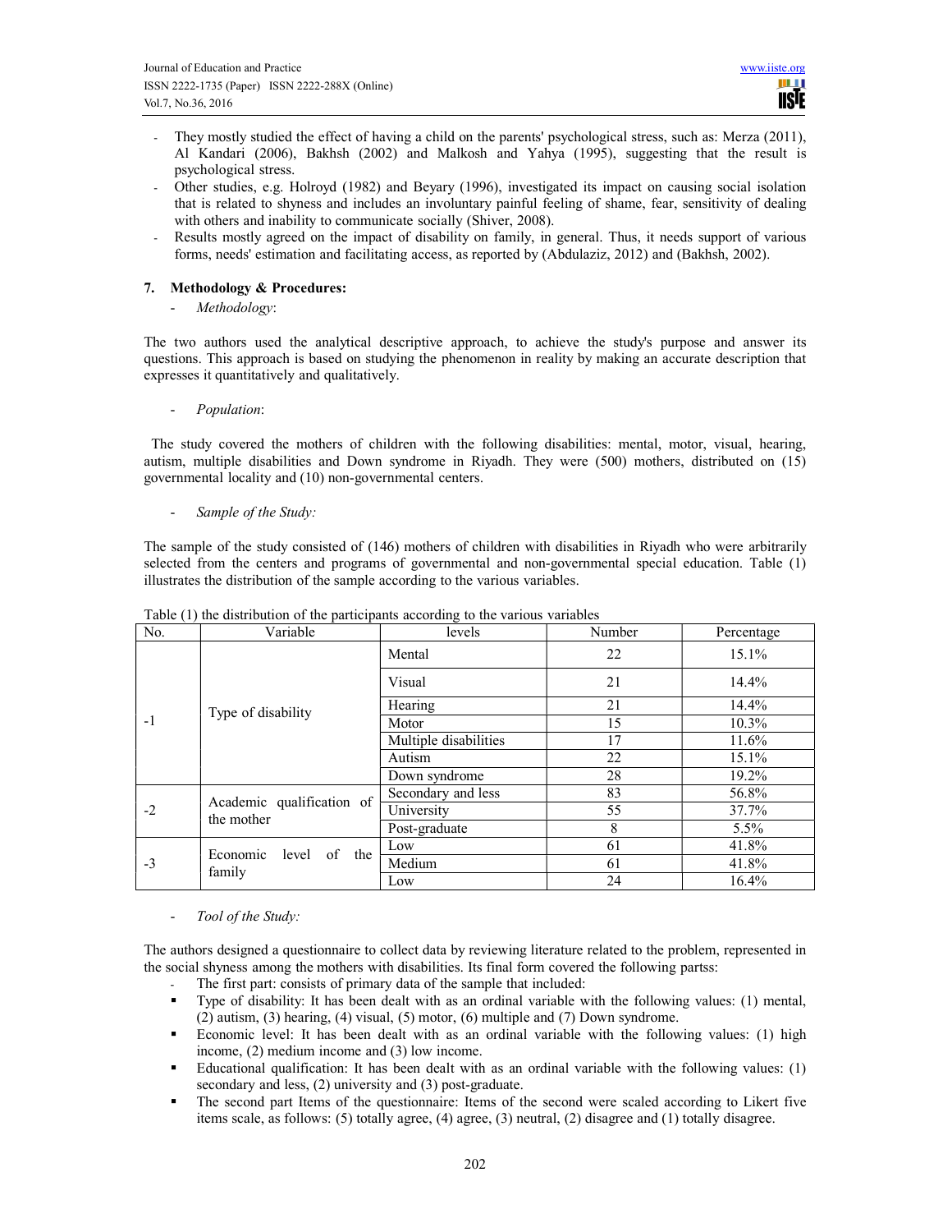- They mostly studied the effect of having a child on the parents' psychological stress, such as: Merza (2011), Al Kandari (2006), Bakhsh (2002) and Malkosh and Yahya (1995), suggesting that the result is psychological stress.
- Other studies, e.g. Holroyd (1982) and Beyary (1996), investigated its impact on causing social isolation that is related to shyness and includes an involuntary painful feeling of shame, fear, sensitivity of dealing with others and inability to communicate socially (Shiver, 2008).
- Results mostly agreed on the impact of disability on family, in general. Thus, it needs support of various forms, needs' estimation and facilitating access, as reported by (Abdulaziz, 2012) and (Bakhsh, 2002).

## 7. Methodology & Procedures:

- *Methodology*:

The two authors used the analytical descriptive approach, to achieve the study's purpose and answer its questions. This approach is based on studying the phenomenon in reality by making an accurate description that expresses it quantitatively and qualitatively.

- *Population*:

The study covered the mothers of children with the following disabilities: mental, motor, visual, hearing, autism, multiple disabilities and Down syndrome in Riyadh. They were (500) mothers, distributed on (15) governmental locality and (10) non-governmental centers.

- *Sample of the Study:*

The sample of the study consisted of (146) mothers of children with disabilities in Riyadh who were arbitrarily selected from the centers and programs of governmental and non-governmental special education. Table (1) illustrates the distribution of the sample according to the various variables.

Table (1) the distribution of the participants according to the various variables

| No. | Variable | levels | Number | Percentage |
|---|---|---|---|---|
| -1 | Type of disability | Mental | 22 | 15.1% |
| | | Visual | 21 | 14.4% |
| | | Hearing | 21 | 14.4% |
| | | Motor | 15 | 10.3% |
| | | Multiple disabilities | 17 | 11.6% |
| | | Autism | 22 | 15.1% |
| | | Down syndrome | 28 | 19.2% |
| -2 | Academic qualification of the mother | Secondary and less | 83 | 56.8% |
| | | University | 55 | 37.7% |
| | | Post-graduate | 8 | 5.5% |
| -3 | Economic level of the family | Low | 61 | 41.8% |
| | | Medium | 61 | 41.8% |
| | | Low | 24 | 16.4% |

- *Tool of the Study:*

The authors designed a questionnaire to collect data by reviewing literature related to the problem, represented in the social shyness among the mothers with disabilities. Its final form covered the following partss:

- The first part: consists of primary data of the sample that included:
  - Type of disability: It has been dealt with as an ordinal variable with the following values: (1) mental, (2) autism, (3) hearing, (4) visual, (5) motor, (6) multiple and (7) Down syndrome.
  - Economic level: It has been dealt with as an ordinal variable with the following values: (1) high income, (2) medium income and (3) low income.
  - Educational qualification: It has been dealt with as an ordinal variable with the following values: (1) secondary and less, (2) university and (3) post-graduate.
  - The second part Items of the questionnaire: Items of the second were scaled according to Likert five items scale, as follows: (5) totally agree, (4) agree, (3) neutral, (2) disagree and (1) totally disagree.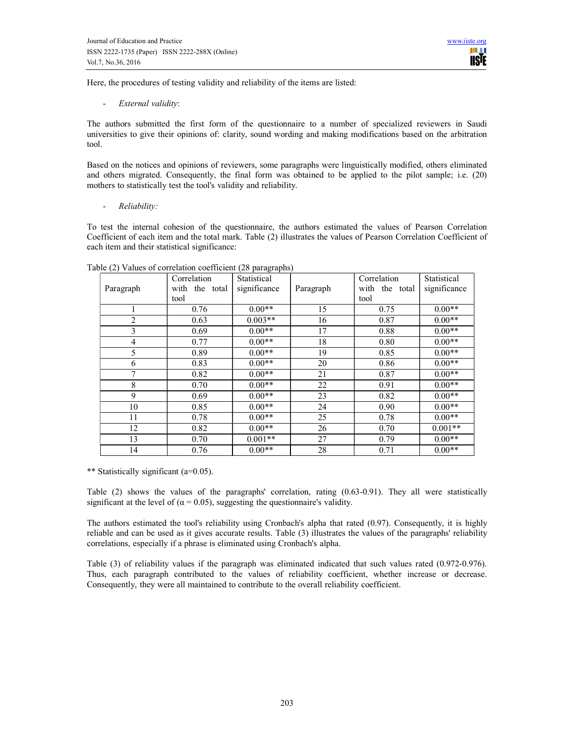Here, the procedures of testing validity and reliability of the items are listed:

- *External validity*:

The authors submitted the first form of the questionnaire to a number of specialized reviewers in Saudi universities to give their opinions of: clarity, sound wording and making modifications based on the arbitration tool.

Based on the notices and opinions of reviewers, some paragraphs were linguistically modified, others eliminated and others migrated. Consequently, the final form was obtained to be applied to the pilot sample; i.e. (20) mothers to statistically test the tool's validity and reliability.

- *Reliability:*

To test the internal cohesion of the questionnaire, the authors estimated the values of Pearson Correlation Coefficient of each item and the total mark. Table (2) illustrates the values of Pearson Correlation Coefficient of each item and their statistical significance:

Table (2) Values of correlation coefficient (28 paragraphs)

| Paragraph | Correlation with the total tool | Statistical significance | Paragraph | Correlation with the total tool | Statistical significance |
|---|---|---|---|---|---|
| 1 | 0.76 | 0.00** | 15 | 0.75 | 0.00** |
| 2 | 0.63 | 0.003** | 16 | 0.87 | 0.00** |
| 3 | 0.69 | 0.00** | 17 | 0.88 | 0.00** |
| 4 | 0.77 | 0.00** | 18 | 0.80 | 0.00** |
| 5 | 0.89 | 0.00** | 19 | 0.85 | 0.00** |
| 6 | 0.83 | 0.00** | 20 | 0.86 | 0.00** |
| 7 | 0.82 | 0.00** | 21 | 0.87 | 0.00** |
| 8 | 0.70 | 0.00** | 22 | 0.91 | 0.00** |
| 9 | 0.69 | 0.00** | 23 | 0.82 | 0.00** |
| 10 | 0.85 | 0.00** | 24 | 0.90 | 0.00** |
| 11 | 0.78 | 0.00** | 25 | 0.78 | 0.00** |
| 12 | 0.82 | 0.00** | 26 | 0.70 | 0.001** |
| 13 | 0.70 | 0.001** | 27 | 0.79 | 0.00** |
| 14 | 0.76 | 0.00** | 28 | 0.71 | 0.00** |

** Statistically significant (a=0.05).

Table (2) shows the values of the paragraphs' correlation, rating (0.63-0.91). They all were statistically significant at the level of ($\alpha = 0.05$), suggesting the questionnaire's validity.

The authors estimated the tool's reliability using Cronbach's alpha that rated (0.97). Consequently, it is highly reliable and can be used as it gives accurate results. Table (3) illustrates the values of the paragraphs' reliability correlations, especially if a phrase is eliminated using Cronbach's alpha.

Table (3) of reliability values if the paragraph was eliminated indicated that such values rated (0.972-0.976). Thus, each paragraph contributed to the values of reliability coefficient, whether increase or decrease. Consequently, they were all maintained to contribute to the overall reliability coefficient.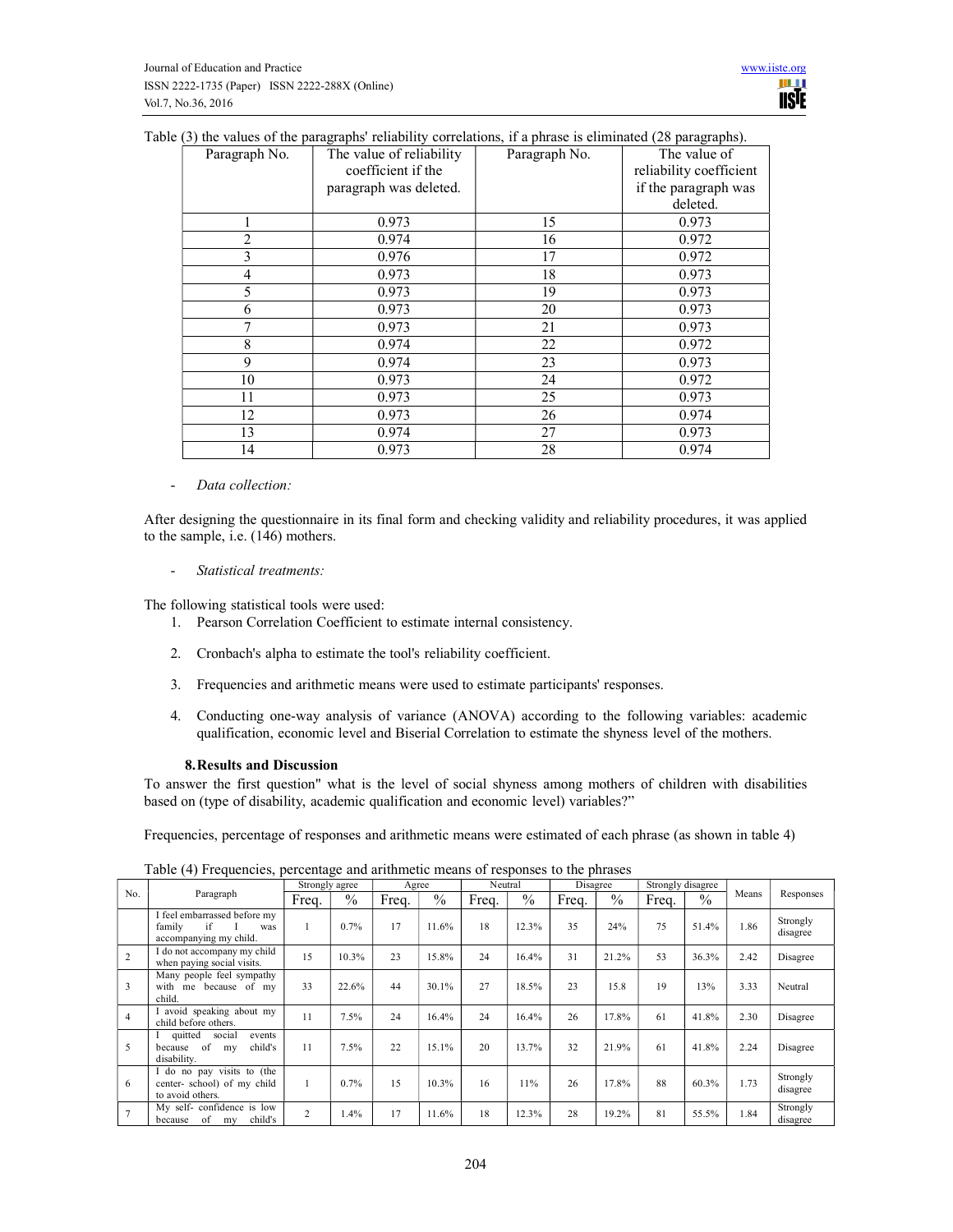Table (3) the values of the paragraphs' reliability correlations, if a phrase is eliminated (28 paragraphs).

| Paragraph No. | The value of reliability coefficient if the paragraph was deleted. | Paragraph No. | The value of reliability coefficient if the paragraph was deleted. |
|---|---|---|---|
| 1 | 0.973 | 15 | 0.973 |
| 2 | 0.974 | 16 | 0.972 |
| 3 | 0.976 | 17 | 0.972 |
| 4 | 0.973 | 18 | 0.973 |
| 5 | 0.973 | 19 | 0.973 |
| 6 | 0.973 | 20 | 0.973 |
| 7 | 0.973 | 21 | 0.973 |
| 8 | 0.974 | 22 | 0.972 |
| 9 | 0.974 | 23 | 0.973 |
| 10 | 0.973 | 24 | 0.972 |
| 11 | 0.973 | 25 | 0.973 |
| 12 | 0.973 | 26 | 0.974 |
| 13 | 0.974 | 27 | 0.973 |
| 14 | 0.973 | 28 | 0.974 |

- *Data collection:*

After designing the questionnaire in its final form and checking validity and reliability procedures, it was applied to the sample, i.e. (146) mothers.

- *Statistical treatments:*

The following statistical tools were used:

1. Pearson Correlation Coefficient to estimate internal consistency.
2. Cronbach's alpha to estimate the tool's reliability coefficient.
3. Frequencies and arithmetic means were used to estimate participants' responses.
4. Conducting one-way analysis of variance (ANOVA) according to the following variables: academic qualification, economic level and Biserial Correlation to estimate the shyness level of the mothers.

## 8. Results and Discussion

To answer the first question" what is the level of social shyness among mothers of children with disabilities based on (type of disability, academic qualification and economic level) variables?"

Frequencies, percentage of responses and arithmetic means were estimated of each phrase (as shown in table 4)

Table (4) Frequencies, percentage and arithmetic means of responses to the phrases

| No. | Paragraph | Strongly agree | | Agree | | Neutral | | Disagree | | Strongly disagree | | Means | Responses |
|---|---|---|---|---|---|---|---|---|---|---|---|---|---|
| | | Freq. | % | Freq. | % | Freq. | % | Freq. | % | Freq. | % | | |
| | I feel embarrassed before my family if I was accompanying my child. | 1 | 0.7% | 17 | 11.6% | 18 | 12.3% | 35 | 24% | 75 | 51.4% | 1.86 | Strongly disagree |
| 2 | I do not accompany my child when paying social visits. | 15 | 10.3% | 23 | 15.8% | 24 | 16.4% | 31 | 21.2% | 53 | 36.3% | 2.42 | Disagree |
| 3 | Many people feel sympathy with me because of my child. | 33 | 22.6% | 44 | 30.1% | 27 | 18.5% | 23 | 15.8 | 19 | 13% | 3.33 | Neutral |
| 4 | I avoid speaking about my child before others. | 11 | 7.5% | 24 | 16.4% | 24 | 16.4% | 26 | 17.8% | 61 | 41.8% | 2.30 | Disagree |
| 5 | I quitted social events because of my child's disability. | 11 | 7.5% | 22 | 15.1% | 20 | 13.7% | 32 | 21.9% | 61 | 41.8% | 2.24 | Disagree |
| 6 | I do no pay visits to (the center- school) of my child to avoid others. | 1 | 0.7% | 15 | 10.3% | 16 | 11% | 26 | 17.8% | 88 | 60.3% | 1.73 | Strongly disagree |
| 7 | My self- confidence is low because of my child's | 2 | 1.4% | 17 | 11.6% | 18 | 12.3% | 28 | 19.2% | 81 | 55.5% | 1.84 | Strongly disagree |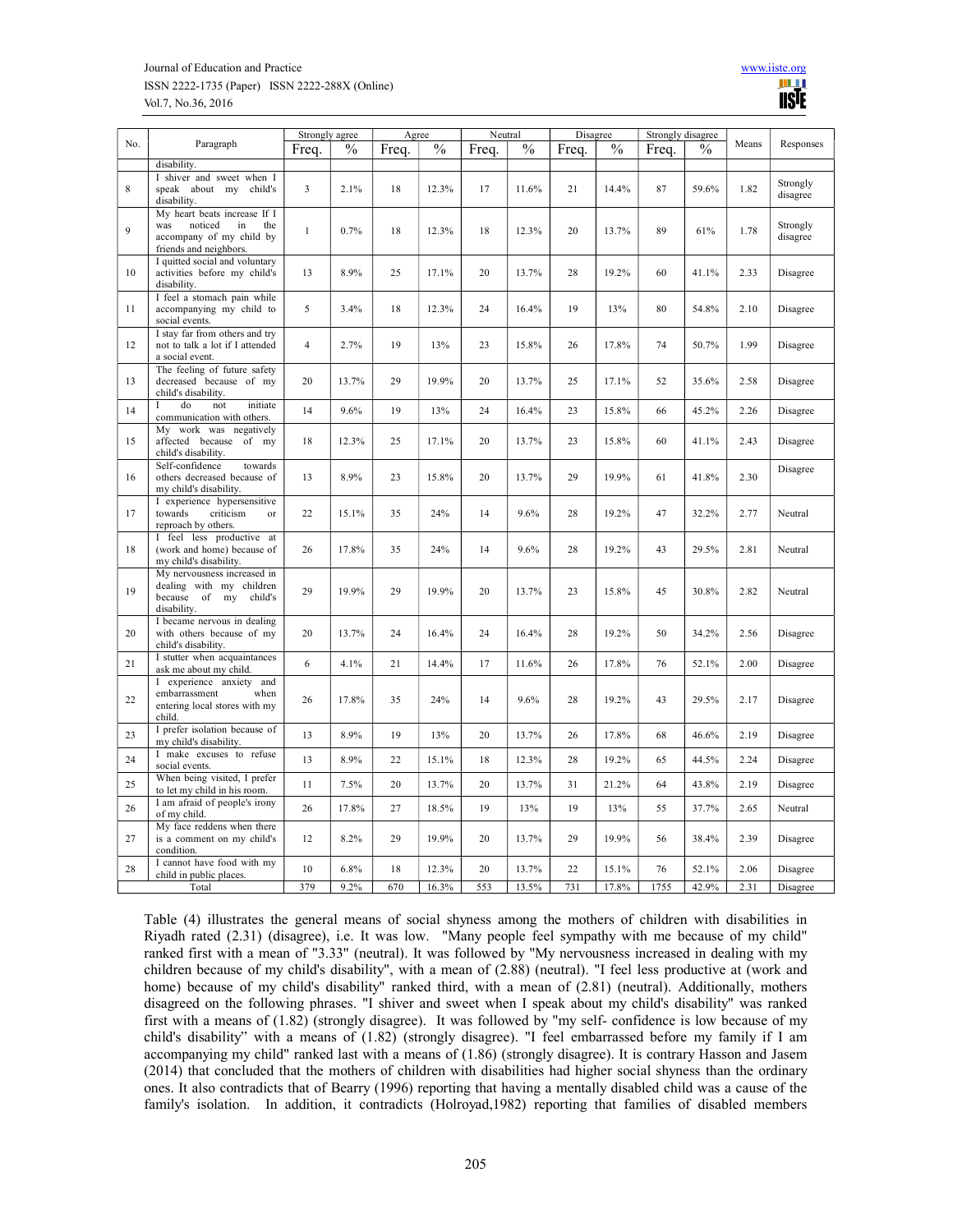| No. | Paragraph | Strongly agree | | Agree | | Neutral | | Disagree | | Strongly disagree | | Means | Responses |
|---|---|---|---|---|---|---|---|---|---|---|---|---|---|
| | | Freq. | % | Freq. | % | Freq. | % | Freq. | % | Freq. | % | | |
| | disability. | | | | | | | | | | | | |
| 8 | I shiver and sweet when I speak about my child's disability. | 3 | 2.1% | 18 | 12.3% | 17 | 11.6% | 21 | 14.4% | 87 | 59.6% | 1.82 | Strongly disagree |
| 9 | My heart beats increase If I was noticed in the accompany of my child by friends and neighbors. | 1 | 0.7% | 18 | 12.3% | 18 | 12.3% | 20 | 13.7% | 89 | 61% | 1.78 | Strongly disagree |
| 10 | I quitted social and voluntary activities before my child's disability. | 13 | 8.9% | 25 | 17.1% | 20 | 13.7% | 28 | 19.2% | 60 | 41.1% | 2.33 | Disagree |
| 11 | I feel a stomach pain while accompanying my child to social events. | 5 | 3.4% | 18 | 12.3% | 24 | 16.4% | 19 | 13% | 80 | 54.8% | 2.10 | Disagree |
| 12 | I stay far from others and try not to talk a lot if I attended a social event. | 4 | 2.7% | 19 | 13% | 23 | 15.8% | 26 | 17.8% | 74 | 50.7% | 1.99 | Disagree |
| 13 | The feeling of future safety decreased because of my child's disability. | 20 | 13.7% | 29 | 19.9% | 20 | 13.7% | 25 | 17.1% | 52 | 35.6% | 2.58 | Disagree |
| 14 | I do not initiate communication with others. | 14 | 9.6% | 19 | 13% | 24 | 16.4% | 23 | 15.8% | 66 | 45.2% | 2.26 | Disagree |
| 15 | My work was negatively affected because of my child's disability. | 18 | 12.3% | 25 | 17.1% | 20 | 13.7% | 23 | 15.8% | 60 | 41.1% | 2.43 | Disagree |
| 16 | Self-confidence towards others decreased because of my child's disability. | 13 | 8.9% | 23 | 15.8% | 20 | 13.7% | 29 | 19.9% | 61 | 41.8% | 2.30 | Disagree |
| 17 | I experience hypersensitive towards criticism or reproach by others. | 22 | 15.1% | 35 | 24% | 14 | 9.6% | 28 | 19.2% | 47 | 32.2% | 2.77 | Neutral |
| 18 | I feel less productive at (work and home) because of my child's disability. | 26 | 17.8% | 35 | 24% | 14 | 9.6% | 28 | 19.2% | 43 | 29.5% | 2.81 | Neutral |
| 19 | My nervousness increased in dealing with my children because of my child's disability. | 29 | 19.9% | 29 | 19.9% | 20 | 13.7% | 23 | 15.8% | 45 | 30.8% | 2.82 | Neutral |
| 20 | I became nervous in dealing with others because of my child's disability. | 20 | 13.7% | 24 | 16.4% | 24 | 16.4% | 28 | 19.2% | 50 | 34.2% | 2.56 | Disagree |
| 21 | I stutter when acquaintances ask me about my child. | 6 | 4.1% | 21 | 14.4% | 17 | 11.6% | 26 | 17.8% | 76 | 52.1% | 2.00 | Disagree |
| 22 | I experience anxiety and embarrassment when entering local stores with my child. | 26 | 17.8% | 35 | 24% | 14 | 9.6% | 28 | 19.2% | 43 | 29.5% | 2.17 | Disagree |
| 23 | I prefer isolation because of my child's disability. | 13 | 8.9% | 19 | 13% | 20 | 13.7% | 26 | 17.8% | 68 | 46.6% | 2.19 | Disagree |
| 24 | I make excuses to refuse social events. | 13 | 8.9% | 22 | 15.1% | 18 | 12.3% | 28 | 19.2% | 65 | 44.5% | 2.24 | Disagree |
| 25 | When being visited, I prefer to let my child in his room. | 11 | 7.5% | 20 | 13.7% | 20 | 13.7% | 31 | 21.2% | 64 | 43.8% | 2.19 | Disagree |
| 26 | I am afraid of people's irony of my child. | 26 | 17.8% | 27 | 18.5% | 19 | 13% | 19 | 13% | 55 | 37.7% | 2.65 | Neutral |
| 27 | My face reddens when there is a comment on my child's condition. | 12 | 8.2% | 29 | 19.9% | 20 | 13.7% | 29 | 19.9% | 56 | 38.4% | 2.39 | Disagree |
| 28 | I cannot have food with my child in public places. | 10 | 6.8% | 18 | 12.3% | 20 | 13.7% | 22 | 15.1% | 76 | 52.1% | 2.06 | Disagree |
| | Total | 379 | 9.2% | 670 | 16.3% | 553 | 13.5% | 731 | 17.8% | 1755 | 42.9% | 2.31 | Disagree |

Table (4) illustrates the general means of social shyness among the mothers of children with disabilities in Riyadh rated (2.31) (disagree), i.e. It was low. "Many people feel sympathy with me because of my child" ranked first with a mean of "3.33" (neutral). It was followed by "My nervousness increased in dealing with my children because of my child's disability", with a mean of (2.88) (neutral). "I feel less productive at (work and home) because of my child's disability" ranked third, with a mean of (2.81) (neutral). Additionally, mothers disagreed on the following phrases. "I shiver and sweet when I speak about my child's disability" was ranked first with a means of (1.82) (strongly disagree). It was followed by "my self- confidence is low because of my child's disability" with a means of (1.82) (strongly disagree). "I feel embarrassed before my family if I am accompanying my child" ranked last with a means of (1.86) (strongly disagree). It is contrary Hasson and Jasem (2014) that concluded that the mothers of children with disabilities had higher social shyness than the ordinary ones. It also contradicts that of Bearry (1996) reporting that having a mentally disabled child was a cause of the family's isolation. In addition, it contradicts (Holroyad,1982) reporting that families of disabled members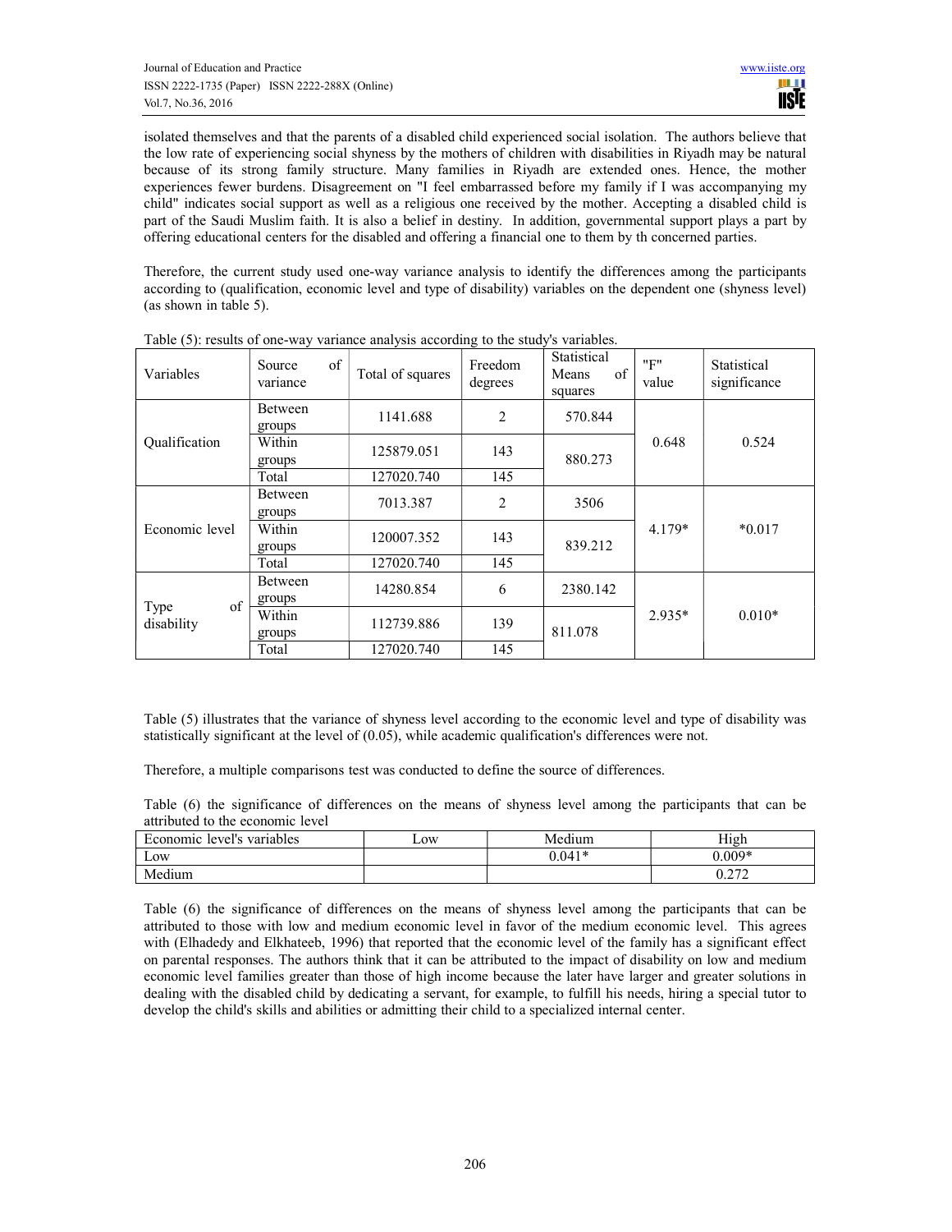isolated themselves and that the parents of a disabled child experienced social isolation. The authors believe that the low rate of experiencing social shyness by the mothers of children with disabilities in Riyadh may be natural because of its strong family structure. Many families in Riyadh are extended ones. Hence, the mother experiences fewer burdens. Disagreement on "I feel embarrassed before my family if I was accompanying my child" indicates social support as well as a religious one received by the mother. Accepting a disabled child is part of the Saudi Muslim faith. It is also a belief in destiny. In addition, governmental support plays a part by offering educational centers for the disabled and offering a financial one to them by th concerned parties.

Therefore, the current study used one-way variance analysis to identify the differences among the participants according to (qualification, economic level and type of disability) variables on the dependent one (shyness level) (as shown in table 5).

Table (5): results of one-way variance analysis according to the study's variables.

| Variables | Source of variance | Total of squares | Freedom degrees | Statistical Means of squares | "F" value | Statistical significance |
|---|---|---|---|---|---|---|
| Qualification | Between groups | 1141.688 | 2 | 570.844 | 0.648 | 0.524 |
| | Within groups | 125879.051 | 143 | 880.273 | | |
| | Total | 127020.740 | 145 | | | |
| Economic level | Between groups | 7013.387 | 2 | 3506 | 4.179* | *0.017 |
| | Within groups | 120007.352 | 143 | 839.212 | | |
| | Total | 127020.740 | 145 | | | |
| Type of disability | Between groups | 14280.854 | 6 | 2380.142 | 2.935* | 0.010* |
| | Within groups | 112739.886 | 139 | 811.078 | | |
| | Total | 127020.740 | 145 | | | |

Table (5) illustrates that the variance of shyness level according to the economic level and type of disability was statistically significant at the level of (0.05), while academic qualification's differences were not.

Therefore, a multiple comparisons test was conducted to define the source of differences.

Table (6) the significance of differences on the means of shyness level among the participants that can be attributed to the economic level

| Economic level's variables | Low | Medium | High |
|---|---|---|---|
| Low | | 0.041* | 0.009* |
| Medium | | | 0.272 |

Table (6) the significance of differences on the means of shyness level among the participants that can be attributed to those with low and medium economic level in favor of the medium economic level. This agrees with (Elhadedy and Elkhateeb, 1996) that reported that the economic level of the family has a significant effect on parental responses. The authors think that it can be attributed to the impact of disability on low and medium economic level families greater than those of high income because the later have larger and greater solutions in dealing with the disabled child by dedicating a servant, for example, to fulfill his needs, hiring a special tutor to develop the child's skills and abilities or admitting their child to a specialized internal center.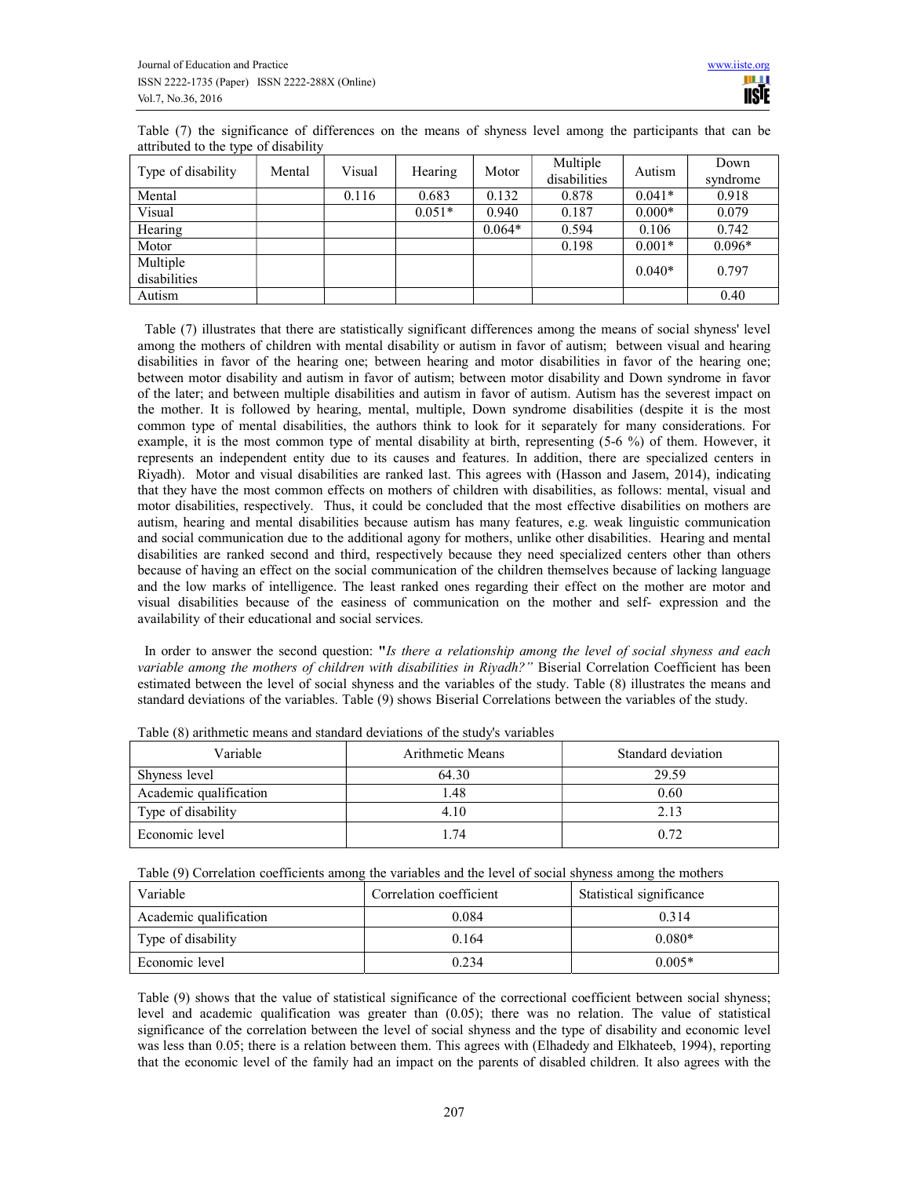Table (7) the significance of differences on the means of shyness level among the participants that can be attributed to the type of disability

| Type of disability | Mental | Visual | Hearing | Motor | Multiple disabilities | Autism | Down syndrome |
|---|---|---|---|---|---|---|---|
| Mental | | 0.116 | 0.683 | 0.132 | 0.878 | 0.041* | 0.918 |
| Visual | | | 0.051* | 0.940 | 0.187 | 0.000* | 0.079 |
| Hearing | | | | 0.064* | 0.594 | 0.106 | 0.742 |
| Motor | | | | | 0.198 | 0.001* | 0.096* |
| Multiple disabilities | | | | | | 0.040* | 0.797 |
| Autism | | | | | | | 0.40 |

Table (7) illustrates that there are statistically significant differences among the means of social shyness' level among the mothers of children with mental disability or autism in favor of autism; between visual and hearing disabilities in favor of the hearing one; between hearing and motor disabilities in favor of the hearing one; between motor disability and autism in favor of autism; between motor disability and Down syndrome in favor of the later; and between multiple disabilities and autism in favor of autism. Autism has the severest impact on the mother. It is followed by hearing, mental, multiple, Down syndrome disabilities (despite it is the most common type of mental disabilities, the authors think to look for it separately for many considerations. For example, it is the most common type of mental disability at birth, representing (5-6 %) of them. However, it represents an independent entity due to its causes and features. In addition, there are specialized centers in Riyadh). Motor and visual disabilities are ranked last. This agrees with (Hasson and Jasem, 2014), indicating that they have the most common effects on mothers of children with disabilities, as follows: mental, visual and motor disabilities, respectively. Thus, it could be concluded that the most effective disabilities on mothers are autism, hearing and mental disabilities because autism has many features, e.g. weak linguistic communication and social communication due to the additional agony for mothers, unlike other disabilities. Hearing and mental disabilities are ranked second and third, respectively because they need specialized centers other than others because of having an effect on the social communication of the children themselves because of lacking language and the low marks of intelligence. The least ranked ones regarding their effect on the mother are motor and visual disabilities because of the easiness of communication on the mother and self- expression and the availability of their educational and social services.

In order to answer the second question: "*Is there a relationship among the level of social shyness and each variable among the mothers of children with disabilities in Riyadh?"* Biserial Correlation Coefficient has been estimated between the level of social shyness and the variables of the study. Table (8) illustrates the means and standard deviations of the variables. Table (9) shows Biserial Correlations between the variables of the study.

Table (8) arithmetic means and standard deviations of the study's variables

| Variable | Arithmetic Means | Standard deviation |
|---|---|---|
| Shyness level | 64.30 | 29.59 |
| Academic qualification | 1.48 | 0.60 |
| Type of disability | 4.10 | 2.13 |
| Economic level | 1.74 | 0.72 |

Table (9) Correlation coefficients among the variables and the level of social shyness among the mothers

| Variable | Correlation coefficient | Statistical significance |
|---|---|---|
| Academic qualification | 0.084 | 0.314 |
| Type of disability | 0.164 | 0.080* |
| Economic level | 0.234 | 0.005* |

Table (9) shows that the value of statistical significance of the correctional coefficient between social shyness; level and academic qualification was greater than (0.05); there was no relation. The value of statistical significance of the correlation between the level of social shyness and the type of disability and economic level was less than 0.05; there is a relation between them. This agrees with (Elhadedy and Elkhateeb, 1994), reporting that the economic level of the family had an impact on the parents of disabled children. It also agrees with the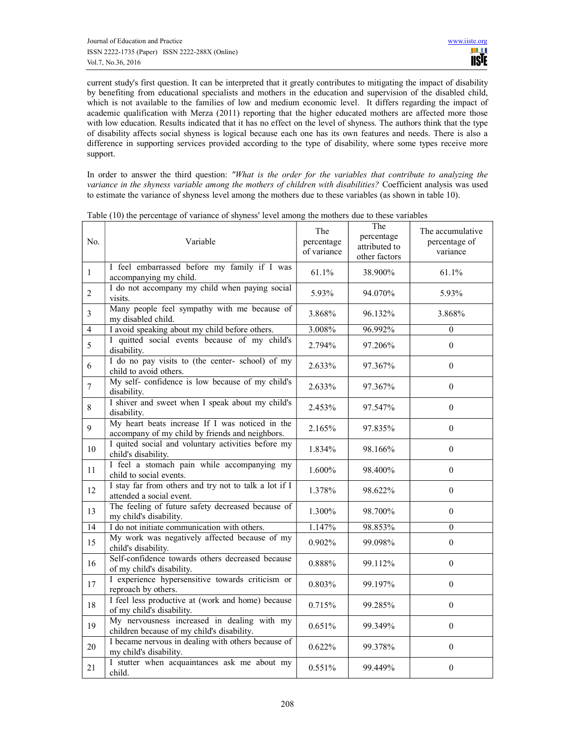current study's first question. It can be interpreted that it greatly contributes to mitigating the impact of disability by benefiting from educational specialists and mothers in the education and supervision of the disabled child, which is not available to the families of low and medium economic level. It differs regarding the impact of academic qualification with Merza (2011) reporting that the higher educated mothers are affected more those with low education. Results indicated that it has no effect on the level of shyness. The authors think that the type of disability affects social shyness is logical because each one has its own features and needs. There is also a difference in supporting services provided according to the type of disability, where some types receive more support.

In order to answer the third question: *"What is the order for the variables that contribute to analyzing the variance in the shyness variable among the mothers of children with disabilities?* Coefficient analysis was used to estimate the variance of shyness level among the mothers due to these variables (as shown in table 10).

Table (10) the percentage of variance of shyness' level among the mothers due to these variables

| No. | Variable | The percentage of variance | The percentage attributed to other factors | The accumulative percentage of variance |
|---|---|---|---|---|
| 1 | I feel embarrassed before my family if I was accompanying my child. | 61.1% | 38.900% | 61.1% |
| 2 | I do not accompany my child when paying social visits. | 5.93% | 94.070% | 5.93% |
| 3 | Many people feel sympathy with me because of my disabled child. | 3.868% | 96.132% | 3.868% |
| 4 | I avoid speaking about my child before others. | 3.008% | 96.992% | 0 |
| 5 | I quitted social events because of my child's disability. | 2.794% | 97.206% | 0 |
| 6 | I do no pay visits to (the center- school) of my child to avoid others. | 2.633% | 97.367% | 0 |
| 7 | My self- confidence is low because of my child's disability. | 2.633% | 97.367% | 0 |
| 8 | I shiver and sweet when I speak about my child's disability. | 2.453% | 97.547% | 0 |
| 9 | My heart beats increase If I was noticed in the accompany of my child by friends and neighbors. | 2.165% | 97.835% | 0 |
| 10 | I quited social and voluntary activities before my child's disability. | 1.834% | 98.166% | 0 |
| 11 | I feel a stomach pain while accompanying my child to social events. | 1.600% | 98.400% | 0 |
| 12 | I stay far from others and try not to talk a lot if I attended a social event. | 1.378% | 98.622% | 0 |
| 13 | The feeling of future safety decreased because of my child's disability. | 1.300% | 98.700% | 0 |
| 14 | I do not initiate communication with others. | 1.147% | 98.853% | 0 |
| 15 | My work was negatively affected because of my child's disability. | 0.902% | 99.098% | 0 |
| 16 | Self-confidence towards others decreased because of my child's disability. | 0.888% | 99.112% | 0 |
| 17 | I experience hypersensitive towards criticism or reproach by others. | 0.803% | 99.197% | 0 |
| 18 | I feel less productive at (work and home) because of my child's disability. | 0.715% | 99.285% | 0 |
| 19 | My nervousness increased in dealing with my children because of my child's disability. | 0.651% | 99.349% | 0 |
| 20 | I became nervous in dealing with others because of my child's disability. | 0.622% | 99.378% | 0 |
| 21 | I stutter when acquaintances ask me about my child. | 0.551% | 99.449% | 0 |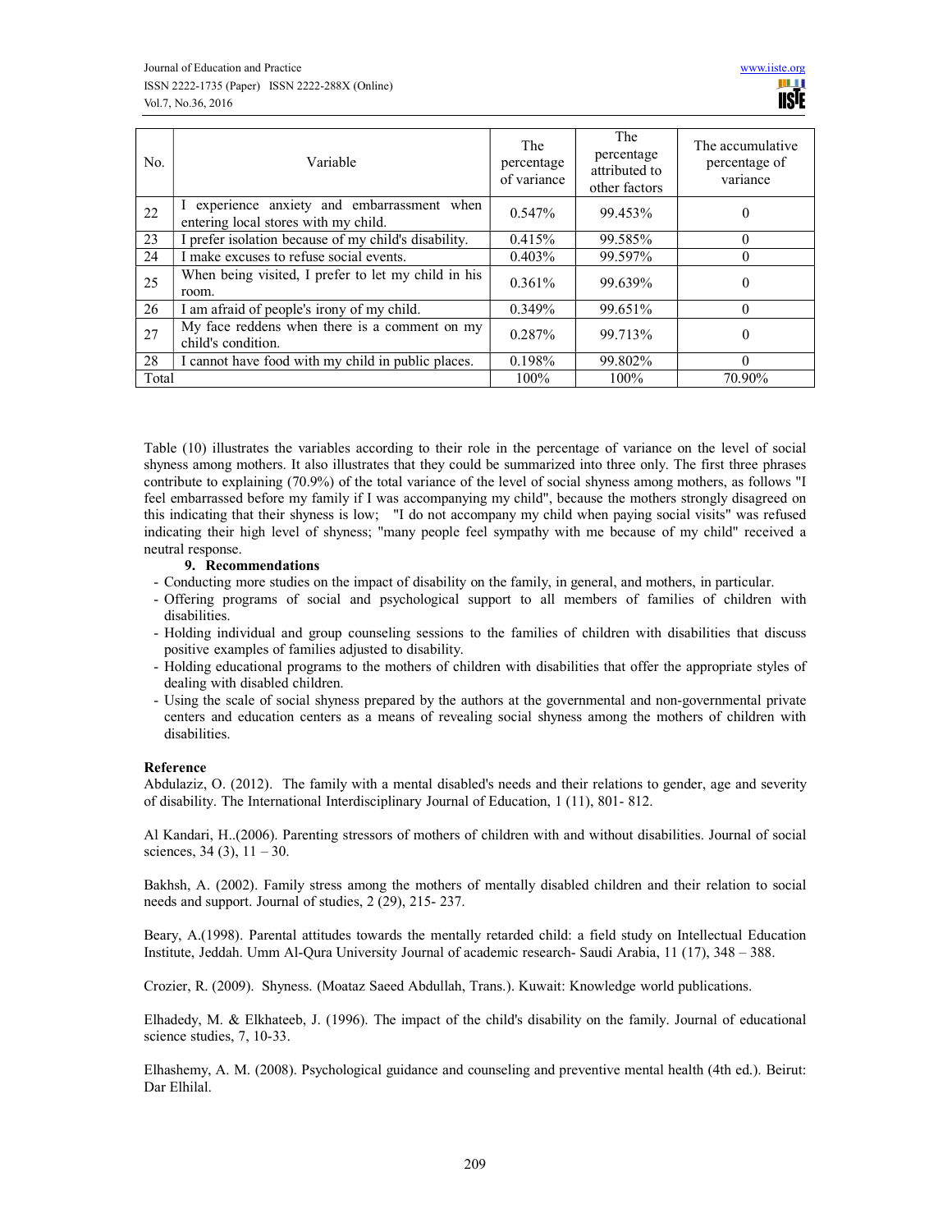| No. | Variable | The percentage of variance | The percentage attributed to other factors | The accumulative percentage of variance |
|---|---|---|---|---|
| 22 | I experience anxiety and embarrassment when entering local stores with my child. | 0.547% | 99.453% | 0 |
| 23 | I prefer isolation because of my child's disability. | 0.415% | 99.585% | 0 |
| 24 | I make excuses to refuse social events. | 0.403% | 99.597% | 0 |
| 25 | When being visited, I prefer to let my child in his room. | 0.361% | 99.639% | 0 |
| 26 | I am afraid of people's irony of my child. | 0.349% | 99.651% | 0 |
| 27 | My face reddens when there is a comment on my child's condition. | 0.287% | 99.713% | 0 |
| 28 | I cannot have food with my child in public places. | 0.198% | 99.802% | 0 |
| Total | | 100% | 100% | 70.90% |

Table (10) illustrates the variables according to their role in the percentage of variance on the level of social shyness among mothers. It also illustrates that they could be summarized into three only. The first three phrases contribute to explaining (70.9%) of the total variance of the level of social shyness among mothers, as follows "I feel embarrassed before my family if I was accompanying my child", because the mothers strongly disagreed on this indicating that their shyness is low; "I do not accompany my child when paying social visits" was refused indicating their high level of shyness; "many people feel sympathy with me because of my child" received a neutral response.

## 9. Recommendations

- Conducting more studies on the impact of disability on the family, in general, and mothers, in particular.
- Offering programs of social and psychological support to all members of families of children with disabilities.
- Holding individual and group counseling sessions to the families of children with disabilities that discuss positive examples of families adjusted to disability.
- Holding educational programs to the mothers of children with disabilities that offer the appropriate styles of dealing with disabled children.
- Using the scale of social shyness prepared by the authors at the governmental and non-governmental private centers and education centers as a means of revealing social shyness among the mothers of children with disabilities.

## Reference

Abdulaziz, O. (2012). The family with a mental disabled's needs and their relations to gender, age and severity of disability. The International Interdisciplinary Journal of Education, 1 (11), 801- 812.

Al Kandari, H..(2006). Parenting stressors of mothers of children with and without disabilities. Journal of social sciences, 34 (3), 11 – 30.

Bakhsh, A. (2002). Family stress among the mothers of mentally disabled children and their relation to social needs and support. Journal of studies, 2 (29), 215- 237.

Beary, A.(1998). Parental attitudes towards the mentally retarded child: a field study on Intellectual Education Institute, Jeddah. Umm Al-Qura University Journal of academic research- Saudi Arabia, 11 (17), 348 – 388.

Crozier, R. (2009). Shyness. (Moataz Saeed Abdullah, Trans.). Kuwait: Knowledge world publications.

Elhadedy, M. & Elkhateeb, J. (1996). The impact of the child's disability on the family. Journal of educational science studies, 7, 10-33.

Elhashemy, A. M. (2008). Psychological guidance and counseling and preventive mental health (4th ed.). Beirut: Dar Elhilal.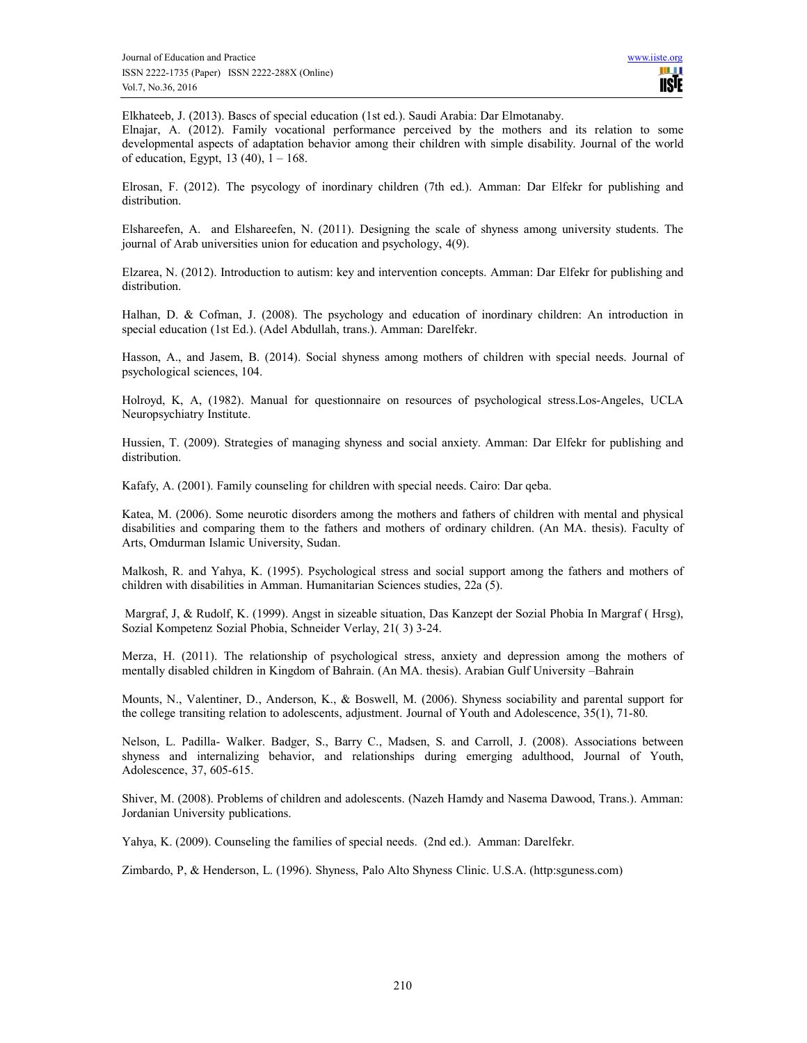Elkhateeb, J. (2013). Bascs of special education (1st ed.). Saudi Arabia: Dar Elmotanaby.

Elnajar, A. (2012). Family vocational performance perceived by the mothers and its relation to some developmental aspects of adaptation behavior among their children with simple disability. Journal of the world of education, Egypt, 13 (40), 1 – 168.

Elrosan, F. (2012). The psycology of inordinary children (7th ed.). Amman: Dar Elfekr for publishing and distribution.

Elshareefen, A. and Elshareefen, N. (2011). Designing the scale of shyness among university students. The journal of Arab universities union for education and psychology, 4(9).

Elzarea, N. (2012). Introduction to autism: key and intervention concepts. Amman: Dar Elfekr for publishing and distribution.

Halhan, D. & Cofman, J. (2008). The psychology and education of inordinary children: An introduction in special education (1st Ed.). (Adel Abdullah, trans.). Amman: Darelfekr.

Hasson, A., and Jasem, B. (2014). Social shyness among mothers of children with special needs. Journal of psychological sciences, 104.

Holroyd, K, A, (1982). Manual for questionnaire on resources of psychological stress.Los-Angeles, UCLA Neuropsychiatry Institute.

Hussien, T. (2009). Strategies of managing shyness and social anxiety. Amman: Dar Elfekr for publishing and distribution.

Kafafy, A. (2001). Family counseling for children with special needs. Cairo: Dar qeba.

Katea, M. (2006). Some neurotic disorders among the mothers and fathers of children with mental and physical disabilities and comparing them to the fathers and mothers of ordinary children. (An MA. thesis). Faculty of Arts, Omdurman Islamic University, Sudan.

Malkosh, R. and Yahya, K. (1995). Psychological stress and social support among the fathers and mothers of children with disabilities in Amman. Humanitarian Sciences studies, 22a (5).

Margraf, J, & Rudolf, K. (1999). Angst in sizeable situation, Das Kanzept der Sozial Phobia In Margraf ( Hrsg), Sozial Kompetenz Sozial Phobia, Schneider Verlay, 21( 3) 3-24.

Merza, H. (2011). The relationship of psychological stress, anxiety and depression among the mothers of mentally disabled children in Kingdom of Bahrain. (An MA. thesis). Arabian Gulf University –Bahrain

Mounts, N., Valentiner, D., Anderson, K., & Boswell, M. (2006). Shyness sociability and parental support for the college transiting relation to adolescents, adjustment. Journal of Youth and Adolescence, 35(1), 71-80.

Nelson, L. Padilla- Walker. Badger, S., Barry C., Madsen, S. and Carroll, J. (2008). Associations between shyness and internalizing behavior, and relationships during emerging adulthood, Journal of Youth, Adolescence, 37, 605-615.

Shiver, M. (2008). Problems of children and adolescents. (Nazeh Hamdy and Nasema Dawood, Trans.). Amman: Jordanian University publications.

Yahya, K. (2009). Counseling the families of special needs. (2nd ed.). Amman: Darelfekr.

Zimbardo, P, & Henderson, L. (1996). Shyness, Palo Alto Shyness Clinic. U.S.A. (http:sguness.com)